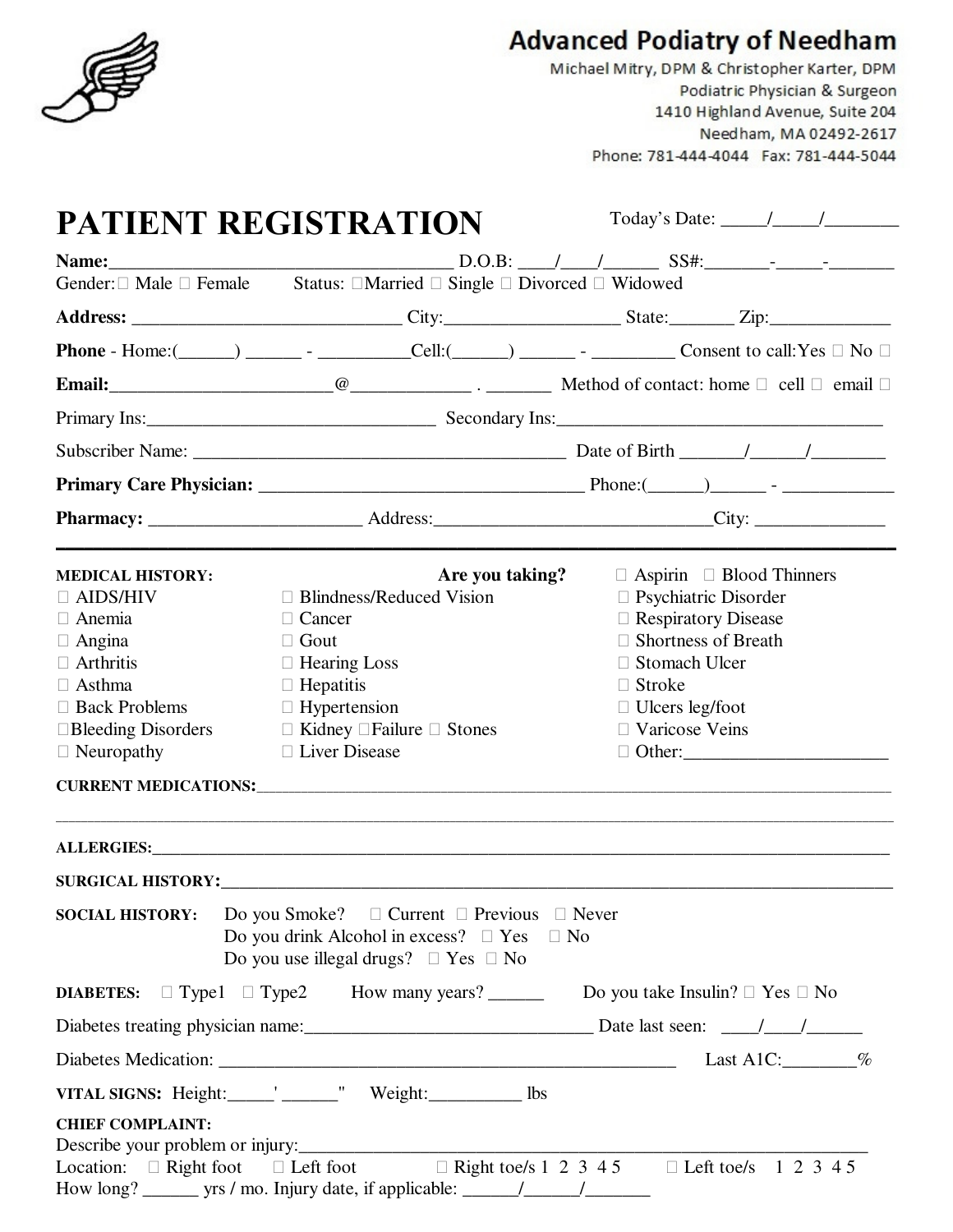**Advanced Podiatry of Needham**
Michael Mitry, DPM & Christopher Karter, DPM
Podiatric Physician & Surgeon
1410 Highland Avenue, Suite 204
Needham, MA 02492-2617
Phone: 781-444-4044 Fax: 781-444-5044

# PATIENT REGISTRATION

Today's Date: _____/_____/________

**Name:**______________________________________ D.O.B: ____/____/______ SS#:_______-_____-_______
Gender: ☐ Male ☐ Female Status: ☐Married ☐ Single ☐ Divorced ☐ Widowed

**Address:** ____________________________ City:__________________ State:_______ Zip:_____________

**Phone** - Home:(______) ______ - __________Cell:(______) ______ - _________ Consent to call:Yes ☐ No ☐

**Email:**________________________@_____________ . _______ Method of contact: home ☐ cell ☐ email ☐

Primary Ins:________________________________ Secondary Ins:___________________________________

Subscriber Name: _________________________________________ Date of Birth _______/______/________

**Primary Care Physician:** ____________________________________ Phone:(______)______ - ____________

**Pharmacy:** _______________________ Address:_____________________________City: ______________

---

**MEDICAL HISTORY:** **Are you taking?** ☐ Aspirin ☐ Blood Thinners

☐ AIDS/HIV
☐ Anemia
☐ Angina
☐ Arthritis
☐ Asthma
☐ Back Problems
☐Bleeding Disorders
☐ Neuropathy
☐ Blindness/Reduced Vision
☐ Cancer
☐ Gout
☐ Hearing Loss
☐ Hepatitis
☐ Hypertension
☐ Kidney ☐Failure ☐ Stones
☐ Liver Disease
☐ Psychiatric Disorder
☐ Respiratory Disease
☐ Shortness of Breath
☐ Stomach Ulcer
☐ Stroke
☐ Ulcers leg/foot
☐ Varicose Veins
☐ Other:______________________

**CURRENT MEDICATIONS:**_____________________________________________________________________
_____________________________________________________________________________________________

**ALLERGIES:**_______________________________________________________________________________

**SURGICAL HISTORY:**_________________________________________________________________________

**SOCIAL HISTORY:** Do you Smoke? ☐ Current ☐ Previous ☐ Never
Do you drink Alcohol in excess? ☐ Yes ☐ No
Do you use illegal drugs? ☐ Yes ☐ No

**DIABETES:** ☐ Type1 ☐ Type2 How many years? ______ Do you take Insulin? ☐ Yes ☐ No

Diabetes treating physician name:________________________________ Date last seen: ____/____/______

Diabetes Medication: ____________________________________________________ Last A1C:________%

**VITAL SIGNS:** Height:_____' ______" Weight:__________ lbs

**CHIEF COMPLAINT:**
Describe your problem or injury:__________________________________________________________________
Location: ☐ Right foot ☐ Left foot ☐ Right toe/s 1 2 3 4 5 ☐ Left toe/s 1 2 3 4 5
How long? ______ yrs / mo. Injury date, if applicable: ______/______/_______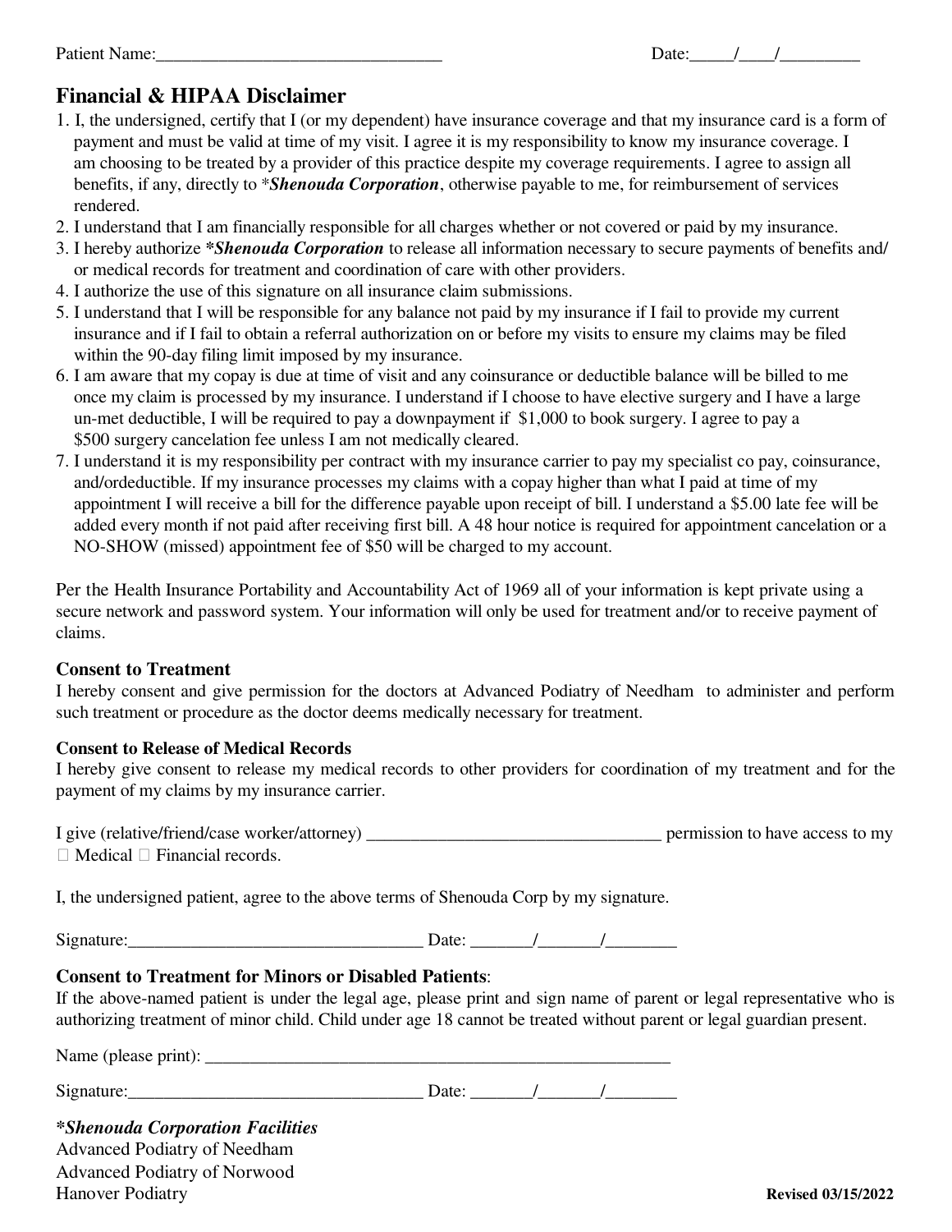Patient Name:________________________________ Date:_____/____/_________

## Financial & HIPAA Disclaimer

1. I, the undersigned, certify that I (or my dependent) have insurance coverage and that my insurance card is a form of payment and must be valid at time of my visit. I agree it is my responsibility to know my insurance coverage. I am choosing to be treated by a provider of this practice despite my coverage requirements. I agree to assign all benefits, if any, directly to **\*Shenouda Corporation**, otherwise payable to me, for reimbursement of services rendered.
2. I understand that I am financially responsible for all charges whether or not covered or paid by my insurance.
3. I hereby authorize ***\*Shenouda Corporation*** to release all information necessary to secure payments of benefits and/ or medical records for treatment and coordination of care with other providers.
4. I authorize the use of this signature on all insurance claim submissions.
5. I understand that I will be responsible for any balance not paid by my insurance if I fail to provide my current insurance and if I fail to obtain a referral authorization on or before my visits to ensure my claims may be filed within the 90-day filing limit imposed by my insurance.
6. I am aware that my copay is due at time of visit and any coinsurance or deductible balance will be billed to me once my claim is processed by my insurance. I understand if I choose to have elective surgery and I have a large un-met deductible, I will be required to pay a downpayment if $1,000 to book surgery. I agree to pay a $500 surgery cancelation fee unless I am not medically cleared.
7. I understand it is my responsibility per contract with my insurance carrier to pay my specialist co pay, coinsurance, and/ordeductible. If my insurance processes my claims with a copay higher than what I paid at time of my appointment I will receive a bill for the difference payable upon receipt of bill. I understand a $5.00 late fee will be added every month if not paid after receiving first bill. A 48 hour notice is required for appointment cancelation or a NO-SHOW (missed) appointment fee of $50 will be charged to my account.

Per the Health Insurance Portability and Accountability Act of 1969 all of your information is kept private using a secure network and password system. Your information will only be used for treatment and/or to receive payment of claims.

### Consent to Treatment

I hereby consent and give permission for the doctors at Advanced Podiatry of Needham to administer and perform such treatment or procedure as the doctor deems medically necessary for treatment.

### Consent to Release of Medical Records

I hereby give consent to release my medical records to other providers for coordination of my treatment and for the payment of my claims by my insurance carrier.

I give (relative/friend/case worker/attorney) __________________________________ permission to have access to my ☐ Medical ☐ Financial records.

I, the undersigned patient, agree to the above terms of Shenouda Corp by my signature.

Signature:_________________________________ Date: _______/_______/________

### Consent to Treatment for Minors or Disabled Patients:

If the above-named patient is under the legal age, please print and sign name of parent or legal representative who is authorizing treatment of minor child. Child under age 18 cannot be treated without parent or legal guardian present.

Name (please print): ______________________________________________________

Signature:_________________________________ Date: _______/_______/________

***\*Shenouda Corporation Facilities***

Advanced Podiatry of Needham
Advanced Podiatry of Norwood
Hanover Podiatry

**Revised 03/15/2022**